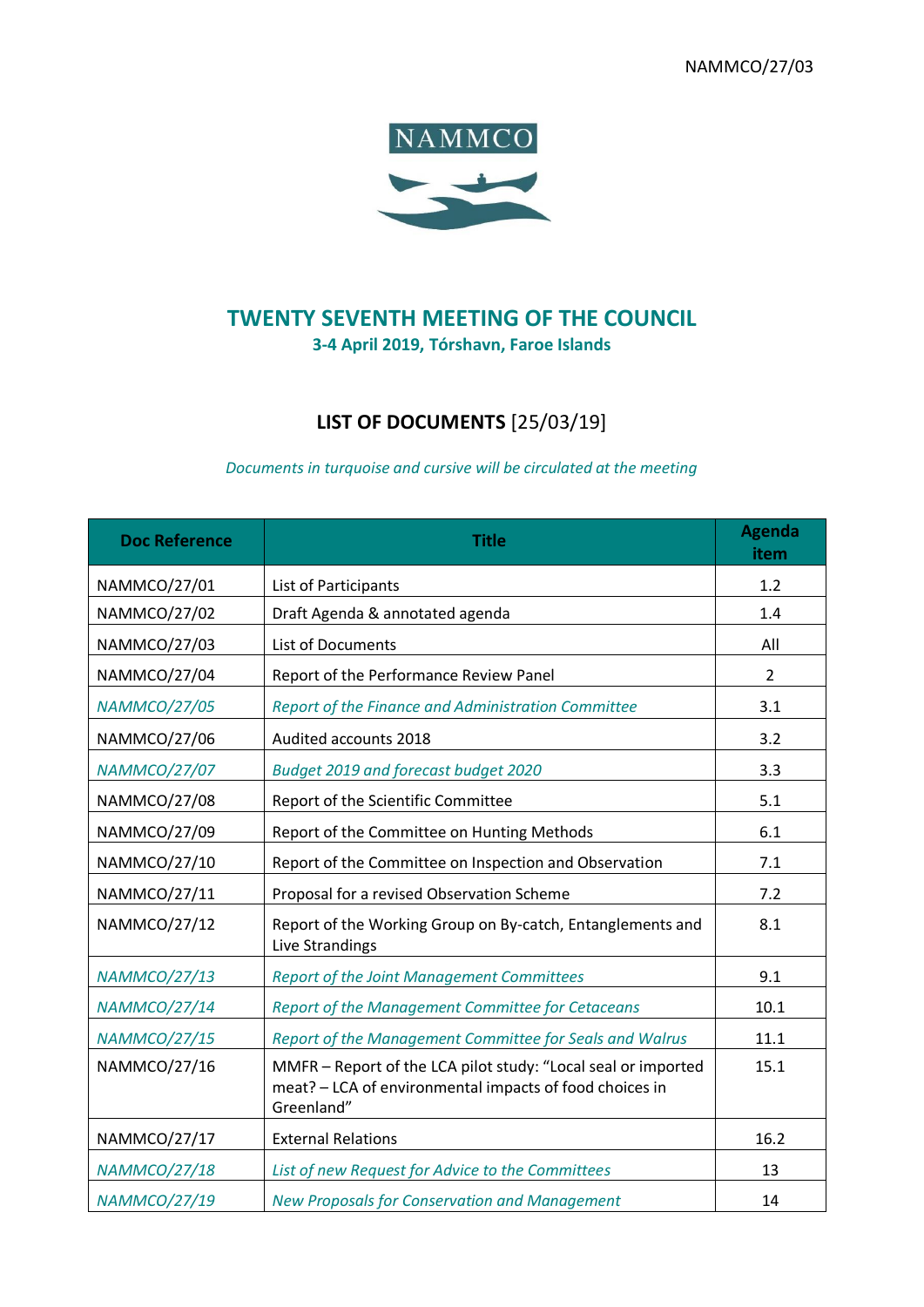NAMMCO/27/03

# TWENTY SEVENTH MEETING OF THE COUNCIL

**3-4 April 2019, Tórshavn, Faroe Islands**

## LIST OF DOCUMENTS [25/03/19]

*Documents in turquoise and cursive will be circulated at the meeting*

| Doc Reference | Title | Agenda item |
|---|---|---|
| NAMMCO/27/01 | List of Participants | 1.2 |
| NAMMCO/27/02 | Draft Agenda & annotated agenda | 1.4 |
| NAMMCO/27/03 | List of Documents | All |
| NAMMCO/27/04 | Report of the Performance Review Panel | 2 |
| *NAMMCO/27/05* | *Report of the Finance and Administration Committee* | 3.1 |
| NAMMCO/27/06 | Audited accounts 2018 | 3.2 |
| *NAMMCO/27/07* | *Budget 2019 and forecast budget 2020* | 3.3 |
| NAMMCO/27/08 | Report of the Scientific Committee | 5.1 |
| NAMMCO/27/09 | Report of the Committee on Hunting Methods | 6.1 |
| NAMMCO/27/10 | Report of the Committee on Inspection and Observation | 7.1 |
| NAMMCO/27/11 | Proposal for a revised Observation Scheme | 7.2 |
| NAMMCO/27/12 | Report of the Working Group on By-catch, Entanglements and Live Strandings | 8.1 |
| *NAMMCO/27/13* | *Report of the Joint Management Committees* | 9.1 |
| *NAMMCO/27/14* | *Report of the Management Committee for Cetaceans* | 10.1 |
| *NAMMCO/27/15* | *Report of the Management Committee for Seals and Walrus* | 11.1 |
| NAMMCO/27/16 | MMFR – Report of the LCA pilot study: "Local seal or imported meat? – LCA of environmental impacts of food choices in Greenland" | 15.1 |
| NAMMCO/27/17 | External Relations | 16.2 |
| *NAMMCO/27/18* | *List of new Request for Advice to the Committees* | 13 |
| *NAMMCO/27/19* | *New Proposals for Conservation and Management* | 14 |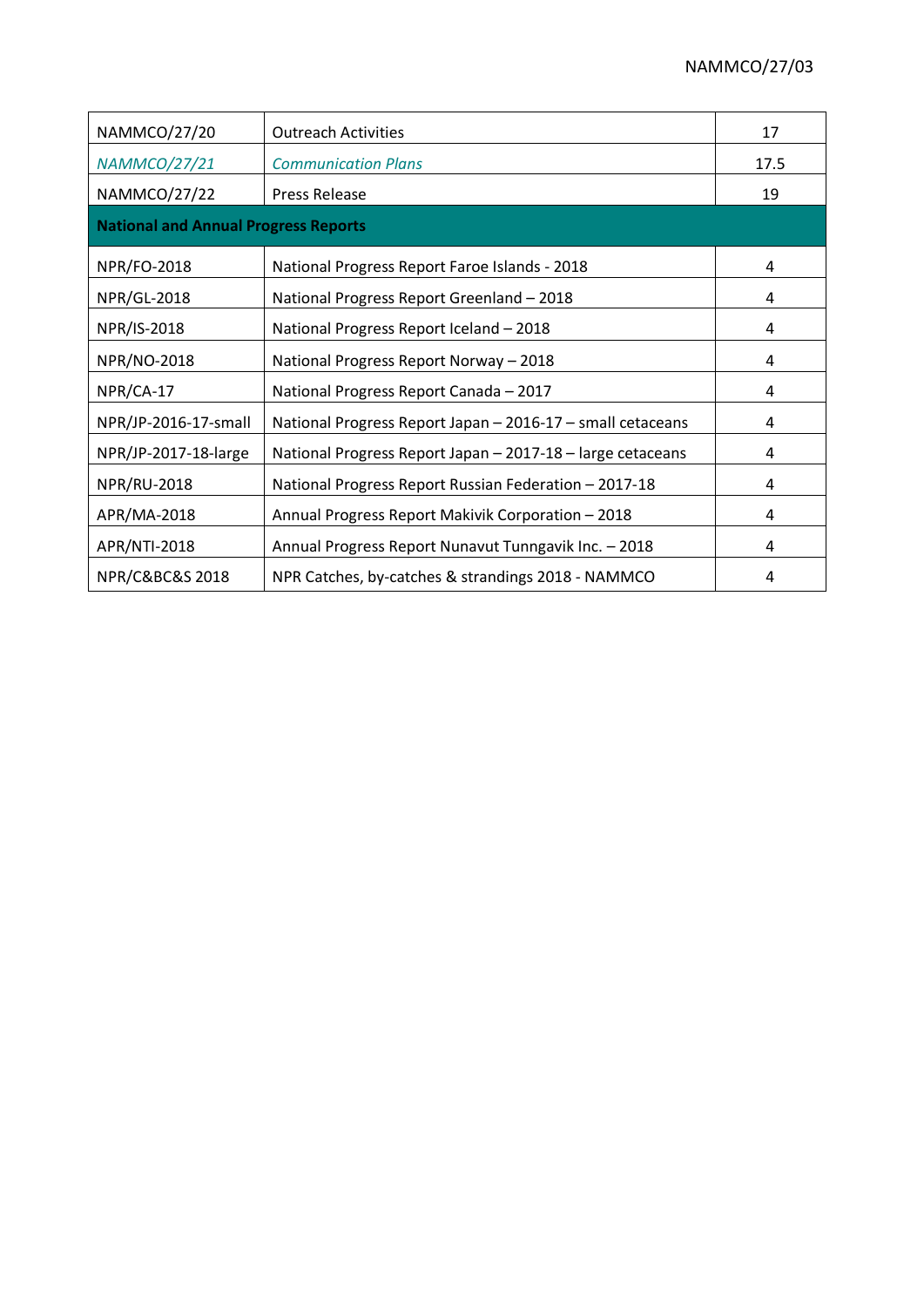| | | |
|---|---|---|
| NAMMCO/27/20 | Outreach Activities | 17 |
| *NAMMCO/27/21* | *Communication Plans* | 17.5 |
| NAMMCO/27/22 | Press Release | 19 |
| **National and Annual Progress Reports** | | |
| NPR/FO-2018 | National Progress Report Faroe Islands - 2018 | 4 |
| NPR/GL-2018 | National Progress Report Greenland – 2018 | 4 |
| NPR/IS-2018 | National Progress Report Iceland – 2018 | 4 |
| NPR/NO-2018 | National Progress Report Norway – 2018 | 4 |
| NPR/CA-17 | National Progress Report Canada – 2017 | 4 |
| NPR/JP-2016-17-small | National Progress Report Japan – 2016-17 – small cetaceans | 4 |
| NPR/JP-2017-18-large | National Progress Report Japan – 2017-18 – large cetaceans | 4 |
| NPR/RU-2018 | National Progress Report Russian Federation – 2017-18 | 4 |
| APR/MA-2018 | Annual Progress Report Makivik Corporation – 2018 | 4 |
| APR/NTI-2018 | Annual Progress Report Nunavut Tunngavik Inc. – 2018 | 4 |
| NPR/C&BC&S 2018 | NPR Catches, by-catches & strandings 2018 - NAMMCO | 4 |